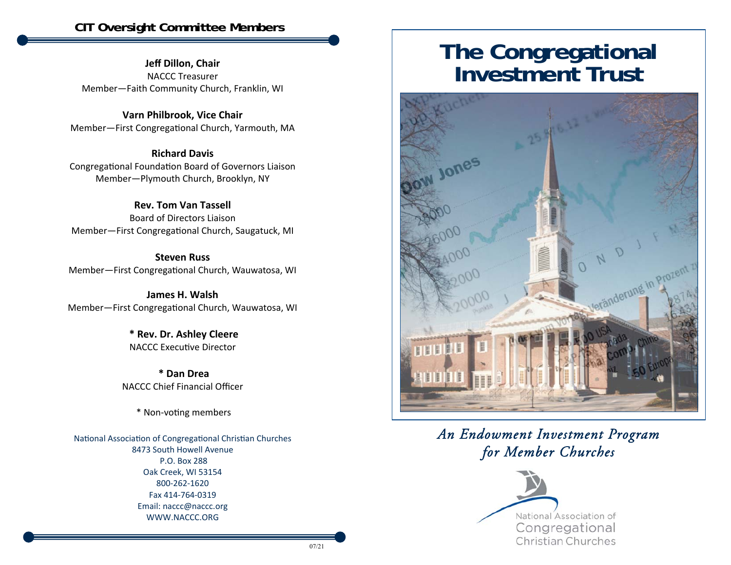## CIT Oversight Committee Members

**Jeff Dillon, Chair**
NACCC Treasurer
Member—Faith Community Church, Franklin, WI

**Varn Philbrook, Vice Chair**
Member—First Congregational Church, Yarmouth, MA

**Richard Davis**
Congregational Foundation Board of Governors Liaison
Member—Plymouth Church, Brooklyn, NY

**Rev. Tom Van Tassell**
Board of Directors Liaison
Member—First Congregational Church, Saugatuck, MI

**Steven Russ**
Member—First Congregational Church, Wauwatosa, WI

**James H. Walsh**
Member—First Congregational Church, Wauwatosa, WI

**\* Rev. Dr. Ashley Cleere**
NACCC Executive Director

**\* Dan Drea**
NACCC Chief Financial Officer

\* Non-voting members

National Association of Congregational Christian Churches
8473 South Howell Avenue
P.O. Box 288
Oak Creek, WI 53154
800-262-1620
Fax 414-764-0319
Email: naccc@naccc.org
WWW.NACCC.ORG

07/21

# The Congregational Investment Trust

*An Endowment Investment Program for Member Churches*

National Association of Congregational Christian Churches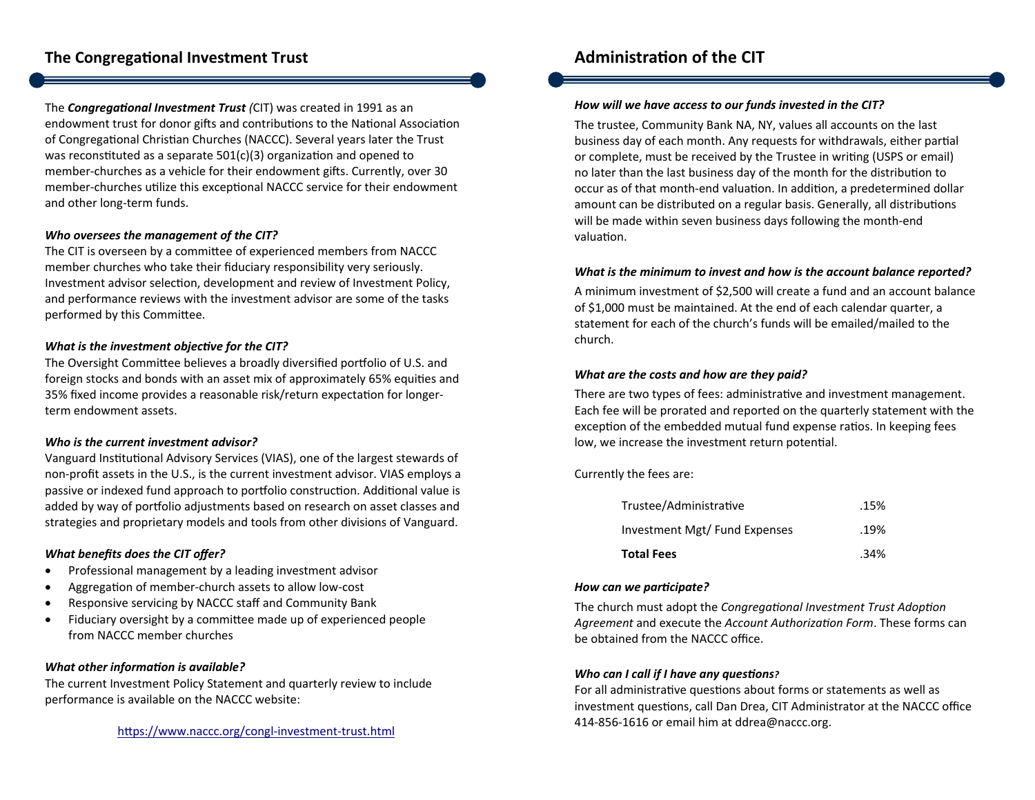## The Congregational Investment Trust

The ***Congregational Investment Trust*** *(*CIT) was created in 1991 as an endowment trust for donor gifts and contributions to the National Association of Congregational Christian Churches (NACCC). Several years later the Trust was reconstituted as a separate 501(c)(3) organization and opened to member-churches as a vehicle for their endowment gifts. Currently, over 30 member-churches utilize this exceptional NACCC service for their endowment and other long-term funds.

***Who oversees the management of the CIT?***
The CIT is overseen by a committee of experienced members from NACCC member churches who take their fiduciary responsibility very seriously. Investment advisor selection, development and review of Investment Policy, and performance reviews with the investment advisor are some of the tasks performed by this Committee.

***What is the investment objective for the CIT?***
The Oversight Committee believes a broadly diversified portfolio of U.S. and foreign stocks and bonds with an asset mix of approximately 65% equities and 35% fixed income provides a reasonable risk/return expectation for longer-term endowment assets.

***Who is the current investment advisor?***
Vanguard Institutional Advisory Services (VIAS), one of the largest stewards of non-profit assets in the U.S., is the current investment advisor. VIAS employs a passive or indexed fund approach to portfolio construction. Additional value is added by way of portfolio adjustments based on research on asset classes and strategies and proprietary models and tools from other divisions of Vanguard.

***What benefits does the CIT offer?***

- Professional management by a leading investment advisor
- Aggregation of member-church assets to allow low-cost
- Responsive servicing by NACCC staff and Community Bank
- Fiduciary oversight by a committee made up of experienced people from NACCC member churches

***What other information is available?***
The current Investment Policy Statement and quarterly review to include performance is available on the NACCC website:

https://www.naccc.org/congl-investment-trust.html

## Administration of the CIT

***How will we have access to our funds invested in the CIT?***

The trustee, Community Bank NA, NY, values all accounts on the last business day of each month. Any requests for withdrawals, either partial or complete, must be received by the Trustee in writing (USPS or email) no later than the last business day of the month for the distribution to occur as of that month-end valuation. In addition, a predetermined dollar amount can be distributed on a regular basis. Generally, all distributions will be made within seven business days following the month-end valuation.

***What is the minimum to invest and how is the account balance reported?***

A minimum investment of $2,500 will create a fund and an account balance of $1,000 must be maintained. At the end of each calendar quarter, a statement for each of the church's funds will be emailed/mailed to the church.

***What are the costs and how are they paid?***

There are two types of fees: administrative and investment management. Each fee will be prorated and reported on the quarterly statement with the exception of the embedded mutual fund expense ratios. In keeping fees low, we increase the investment return potential.

Currently the fees are:

| | |
|---|---|
| Trustee/Administrative | .15% |
| Investment Mgt/ Fund Expenses | .19% |
| **Total Fees** | .34% |

***How can we participate?***

The church must adopt the *Congregational Investment Trust Adoption Agreement* and execute the *Account Authorization Form*. These forms can be obtained from the NACCC office.

***Who can I call if I have any questions?***
For all administrative questions about forms or statements as well as investment questions, call Dan Drea, CIT Administrator at the NACCC office 414-856-1616 or email him at ddrea@naccc.org.